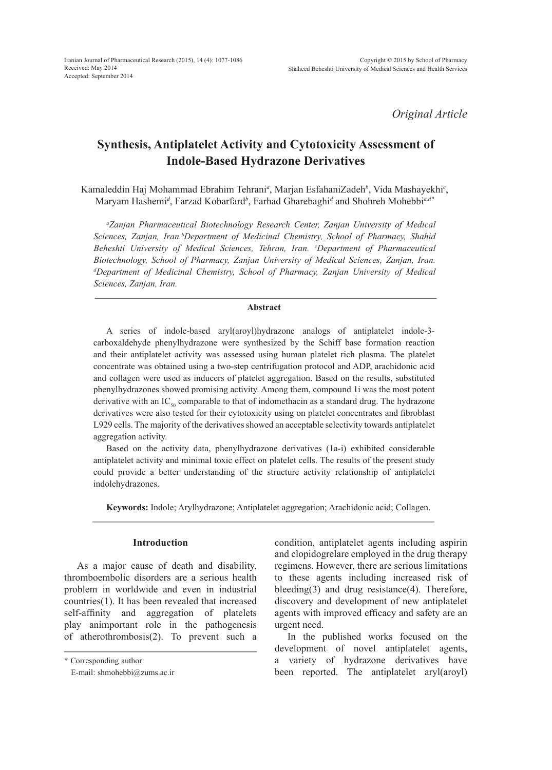*Original Article*

# Synthesis, Antiplatelet Activity and Cytotoxicity Assessment of Indole-Based Hydrazone Derivatives

Kamaleddin Haj Mohammad Ebrahim Tehrani[a], Marjan EsfahaniZadeh[b], Vida Mashayekhi[c], Maryam Hashemi[d], Farzad Kobarfard[b], Farhad Gharebaghi[d] and Shohreh Mohebbi[a,d*]

*[a]Zanjan Pharmaceutical Biotechnology Research Center, Zanjan University of Medical Sciences, Zanjan, Iran.[b]Department of Medicinal Chemistry, School of Pharmacy, Shahid Beheshti University of Medical Sciences, Tehran, Iran. [c]Department of Pharmaceutical Biotechnology, School of Pharmacy, Zanjan University of Medical Sciences, Zanjan, Iran. [d]Department of Medicinal Chemistry, School of Pharmacy, Zanjan University of Medical Sciences, Zanjan, Iran.*

## Abstract

A series of indole-based aryl(aroyl)hydrazone analogs of antiplatelet indole-3-carboxaldehyde phenylhydrazone were synthesized by the Schiff base formation reaction and their antiplatelet activity was assessed using human platelet rich plasma. The platelet concentrate was obtained using a two-step centrifugation protocol and ADP, arachidonic acid and collagen were used as inducers of platelet aggregation. Based on the results, substituted phenylhydrazones showed promising activity. Among them, compound 1i was the most potent derivative with an $IC_{50}$ comparable to that of indomethacin as a standard drug. The hydrazone derivatives were also tested for their cytotoxicity using on platelet concentrates and fibroblast L929 cells. The majority of the derivatives showed an acceptable selectivity towards antiplatelet aggregation activity.

Based on the activity data, phenylhydrazone derivatives (1a-i) exhibited considerable antiplatelet activity and minimal toxic effect on platelet cells. The results of the present study could provide a better understanding of the structure activity relationship of antiplatelet indolehydrazones.

**Keywords:** Indole; Arylhydrazone; Antiplatelet aggregation; Arachidonic acid; Collagen.

## Introduction

As a major cause of death and disability, thromboembolic disorders are a serious health problem in worldwide and even in industrial countries(1). It has been revealed that increased self-affinity and aggregation of platelets play animportant role in the pathogenesis of atherothrombosis(2). To prevent such a condition, antiplatelet agents including aspirin and clopidogrelare employed in the drug therapy regimens. However, there are serious limitations to these agents including increased risk of bleeding(3) and drug resistance(4). Therefore, discovery and development of new antiplatelet agents with improved efficacy and safety are an urgent need.

In the published works focused on the development of novel antiplatelet agents, a variety of hydrazone derivatives have been reported. The antiplatelet aryl(aroyl)

\* Corresponding author:
E-mail: shmohebbi@zums.ac.ir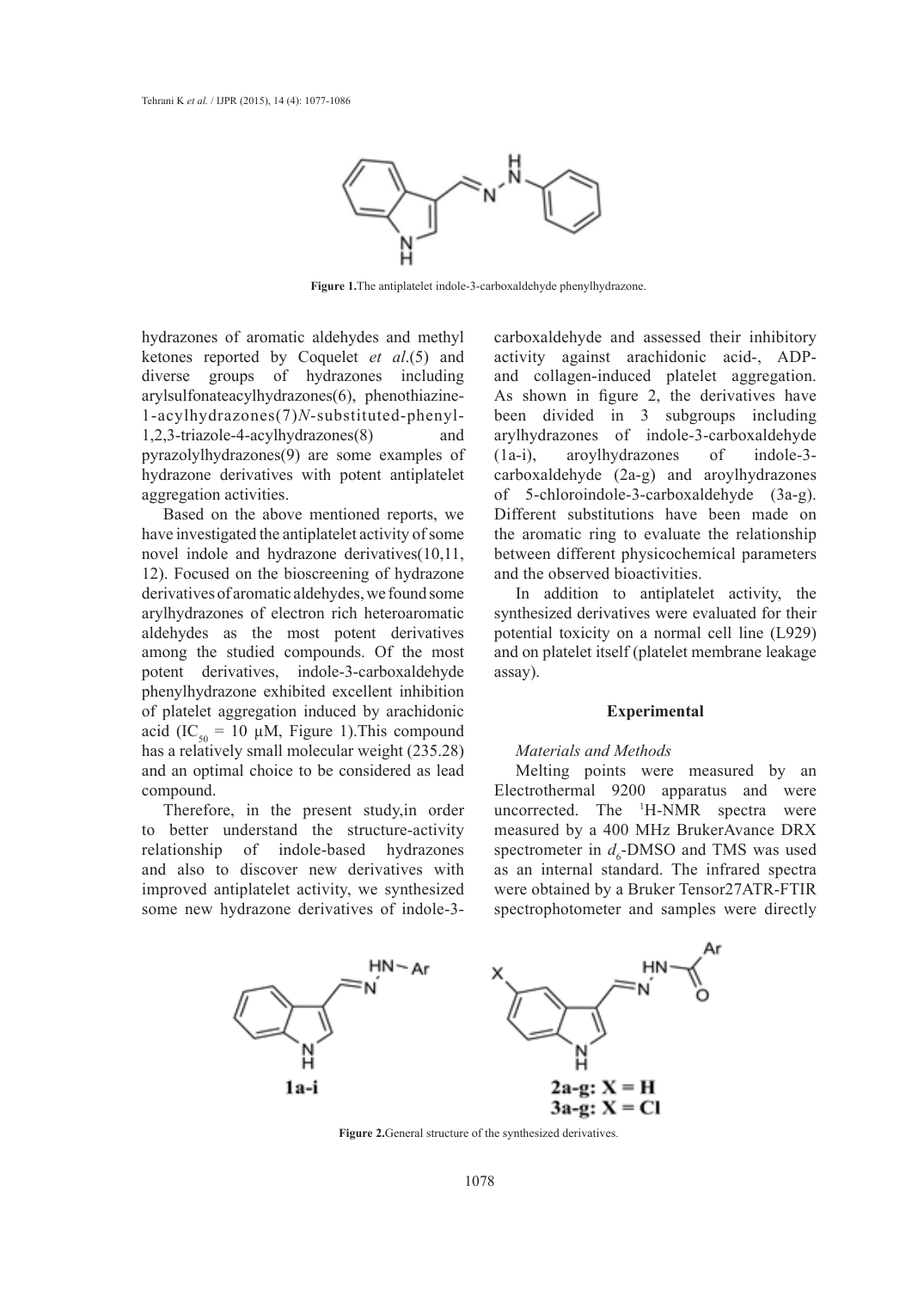Figure 1. The antiplatelet indole-3-carboxaldehyde phenylhydrazone.

hydrazones of aromatic aldehydes and methyl ketones reported by Coquelet *et al*.(5) and diverse groups of hydrazones including arylsulfonateacylhydrazones(6), phenothiazine-1-acylhydrazones(7)*N*-substituted-phenyl-1,2,3-triazole-4-acylhydrazones(8) and pyrazolylhydrazones(9) are some examples of hydrazone derivatives with potent antiplatelet aggregation activities.

Based on the above mentioned reports, we have investigated the antiplatelet activity of some novel indole and hydrazone derivatives(10,11, 12). Focused on the bioscreening of hydrazone derivatives of aromatic aldehydes, we found some arylhydrazones of electron rich heteroaromatic aldehydes as the most potent derivatives among the studied compounds. Of the most potent derivatives, indole-3-carboxaldehyde phenylhydrazone exhibited excellent inhibition of platelet aggregation induced by arachidonic acid ($IC_{50}$ = 10 µM, Figure 1).This compound has a relatively small molecular weight (235.28) and an optimal choice to be considered as lead compound.

Therefore, in the present study,in order to better understand the structure-activity relationship of indole-based hydrazones and also to discover new derivatives with improved antiplatelet activity, we synthesized some new hydrazone derivatives of indole-3-carboxaldehyde and assessed their inhibitory activity against arachidonic acid-, ADP- and collagen-induced platelet aggregation. As shown in figure 2, the derivatives have been divided in 3 subgroups including arylhydrazones of indole-3-carboxaldehyde (1a-i), aroylhydrazones of indole-3-carboxaldehyde (2a-g) and aroylhydrazones of 5-chloroindole-3-carboxaldehyde (3a-g). Different substitutions have been made on the aromatic ring to evaluate the relationship between different physicochemical parameters and the observed bioactivities.

In addition to antiplatelet activity, the synthesized derivatives were evaluated for their potential toxicity on a normal cell line (L929) and on platelet itself (platelet membrane leakage assay).

## Experimental

### *Materials and Methods*

Melting points were measured by an Electrothermal 9200 apparatus and were uncorrected. The $^{1}$H-NMR spectra were measured by a 400 MHz BrukerAvance DRX spectrometer in $d_6$-DMSO and TMS was used as an internal standard. The infrared spectra were obtained by a Bruker Tensor27ATR-FTIR spectrophotometer and samples were directly

**1a-i** **2a-g: X = H** **3a-g: X = Cl**

Figure 2. General structure of the synthesized derivatives.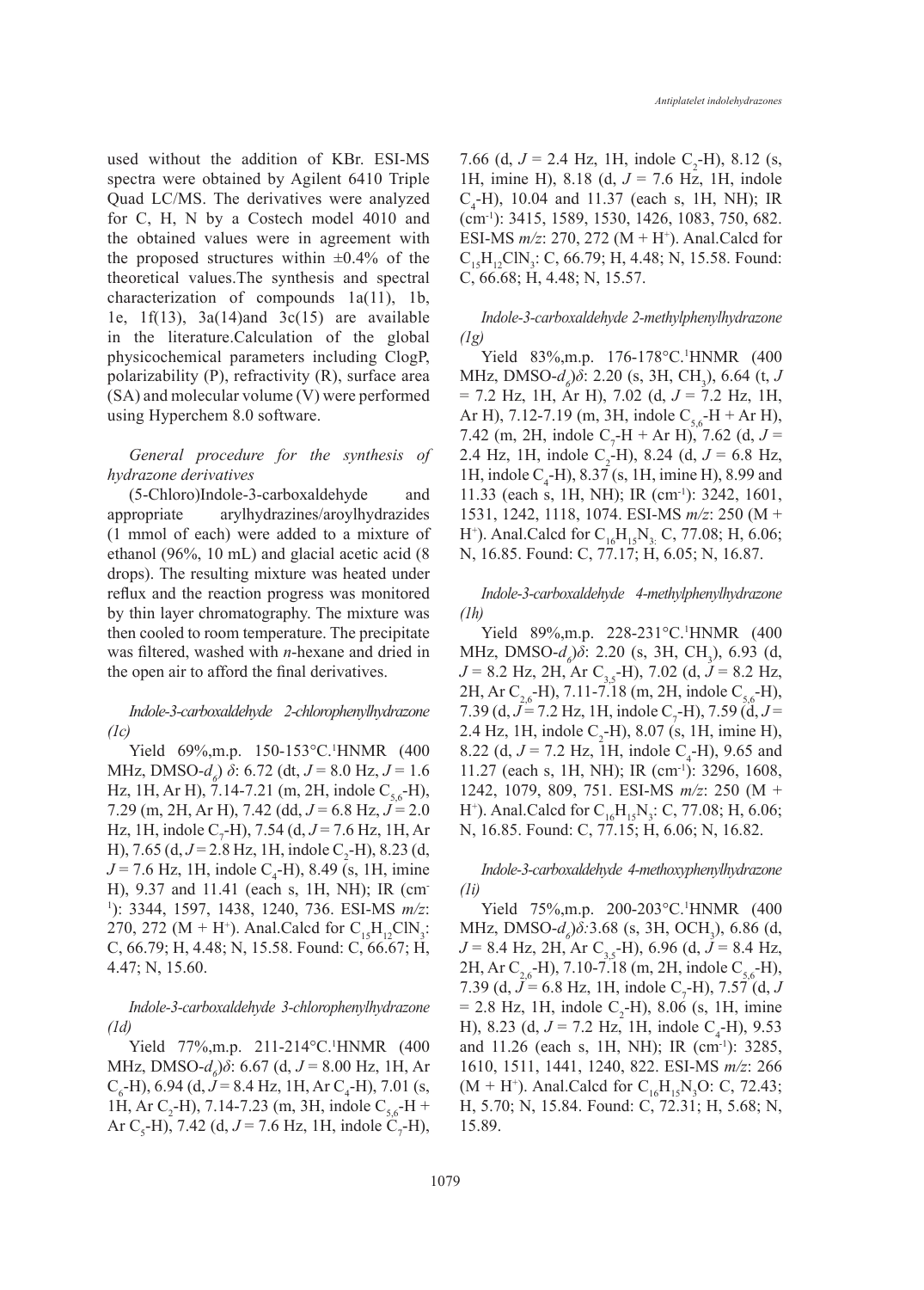used without the addition of KBr. ESI-MS spectra were obtained by Agilent 6410 Triple Quad LC/MS. The derivatives were analyzed for C, H, N by a Costech model 4010 and the obtained values were in agreement with the proposed structures within ±0.4% of the theoretical values.The synthesis and spectral characterization of compounds 1a(11), 1b, 1e, 1f(13), 3a(14)and 3c(15) are available in the literature.Calculation of the global physicochemical parameters including ClogP, polarizability (P), refractivity (R), surface area (SA) and molecular volume (V) were performed using Hyperchem 8.0 software.

*General procedure for the synthesis of hydrazone derivatives*

(5-Chloro)Indole-3-carboxaldehyde and appropriate arylhydrazines/aroylhydrazides (1 mmol of each) were added to a mixture of ethanol (96%, 10 mL) and glacial acetic acid (8 drops). The resulting mixture was heated under reflux and the reaction progress was monitored by thin layer chromatography. The mixture was then cooled to room temperature. The precipitate was filtered, washed with *n*-hexane and dried in the open air to afford the final derivatives.

*Indole-3-carboxaldehyde 2-chlorophenylhydrazone (1c)*

Yield 69%,m.p. 150-153°C.[1]HNMR (400 MHz, DMSO-$d_6$) *δ*: 6.72 (dt, *J* = 8.0 Hz, *J* = 1.6 Hz, 1H, Ar H), 7.14-7.21 (m, 2H, indole $C_{5,6}$-H), 7.29 (m, 2H, Ar H), 7.42 (dd, *J* = 6.8 Hz, *J* = 2.0 Hz, 1H, indole $C_7$-H), 7.54 (d, *J* = 7.6 Hz, 1H, Ar H), 7.65 (d, *J* = 2.8 Hz, 1H, indole $C_2$-H), 8.23 (d, *J* = 7.6 Hz, 1H, indole $C_4$-H), 8.49 (s, 1H, imine H), 9.37 and 11.41 (each s, 1H, NH); IR (cm$^{-1}$): 3344, 1597, 1438, 1240, 736. ESI-MS *m/z*: 270, 272 (M + H$^+$). Anal.Calcd for $C_{15}H_{12}ClN_3$: C, 66.79; H, 4.48; N, 15.58. Found: C, 66.67; H, 4.47; N, 15.60.

*Indole-3-carboxaldehyde 3-chlorophenylhydrazone (1d)*

Yield 77%,m.p. 211-214°C.[1]HNMR (400 MHz, DMSO-$d_6$)*δ*: 6.67 (d, *J* = 8.00 Hz, 1H, Ar $C_6$-H), 6.94 (d, *J* = 8.4 Hz, 1H, Ar $C_4$-H), 7.01 (s, 1H, Ar $C_2$-H), 7.14-7.23 (m, 3H, indole $C_{5,6}$-H + Ar $C_5$-H), 7.42 (d, *J* = 7.6 Hz, 1H, indole $C_7$-H), 7.66 (d, *J* = 2.4 Hz, 1H, indole $C_2$-H), 8.12 (s, 1H, imine H), 8.18 (d, *J* = 7.6 Hz, 1H, indole $C_4$-H), 10.04 and 11.37 (each s, 1H, NH); IR (cm$^{-1}$): 3415, 1589, 1530, 1426, 1083, 750, 682. ESI-MS *m/z*: 270, 272 (M + H$^+$). Anal.Calcd for $C_{15}H_{12}ClN_3$: C, 66.79; H, 4.48; N, 15.58. Found: C, 66.68; H, 4.48; N, 15.57.

*Indole-3-carboxaldehyde 2-methylphenylhydrazone (1g)*

Yield 83%,m.p. 176-178°C.[1]HNMR (400 MHz, DMSO-$d_6$)*δ*: 2.20 (s, 3H, $CH_3$), 6.64 (t, *J* = 7.2 Hz, 1H, Ar H), 7.02 (d, *J* = 7.2 Hz, 1H, Ar H), 7.12-7.19 (m, 3H, indole $C_{5,6}$-H + Ar H), 7.42 (m, 2H, indole $C_7$-H + Ar H), 7.62 (d, *J* = 2.4 Hz, 1H, indole $C_2$-H), 8.24 (d, *J* = 6.8 Hz, 1H, indole $C_4$-H), 8.37 (s, 1H, imine H), 8.99 and 11.33 (each s, 1H, NH); IR (cm$^{-1}$): 3242, 1601, 1531, 1242, 1118, 1074. ESI-MS *m/z*: 250 (M + H$^+$). Anal.Calcd for $C_{16}H_{15}N_3$: C, 77.08; H, 6.06; N, 16.85. Found: C, 77.17; H, 6.05; N, 16.87.

*Indole-3-carboxaldehyde 4-methylphenylhydrazone (1h)*

Yield 89%,m.p. 228-231°C.[1]HNMR (400 MHz, DMSO-$d_6$)*δ*: 2.20 (s, 3H, $CH_3$), 6.93 (d, *J* = 8.2 Hz, 2H, Ar $C_{3,5}$-H), 7.02 (d, *J* = 8.2 Hz, 2H, Ar $C_{2,6}$-H), 7.11-7.18 (m, 2H, indole $C_{5,6}$-H), 7.39 (d, *J* = 7.2 Hz, 1H, indole $C_7$-H), 7.59 (d, *J* = 2.4 Hz, 1H, indole $C_2$-H), 8.07 (s, 1H, imine H), 8.22 (d, *J* = 7.2 Hz, 1H, indole $C_4$-H), 9.65 and 11.27 (each s, 1H, NH); IR (cm$^{-1}$): 3296, 1608, 1242, 1079, 809, 751. ESI-MS *m/z*: 250 (M + H$^+$). Anal.Calcd for $C_{16}H_{15}N_3$: C, 77.08; H, 6.06; N, 16.85. Found: C, 77.15; H, 6.06; N, 16.82.

*Indole-3-carboxaldehyde 4-methoxyphenylhydrazone (1i)*

Yield 75%,m.p. 200-203°C.[1]HNMR (400 MHz, DMSO-$d_6$)*δ*:3.68 (s, 3H, $OCH_3$), 6.86 (d, *J* = 8.4 Hz, 2H, Ar $C_{3,5}$-H), 6.96 (d, *J* = 8.4 Hz, 2H, Ar $C_{2,6}$-H), 7.10-7.18 (m, 2H, indole $C_{5,6}$-H), 7.39 (d, *J* = 6.8 Hz, 1H, indole $C_7$-H), 7.57 (d, *J* = 2.8 Hz, 1H, indole $C_2$-H), 8.06 (s, 1H, imine H), 8.23 (d, *J* = 7.2 Hz, 1H, indole $C_4$-H), 9.53 and 11.26 (each s, 1H, NH); IR (cm$^{-1}$): 3285, 1610, 1511, 1441, 1240, 822. ESI-MS *m/z*: 266 (M + H$^+$). Anal.Calcd for $C_{16}H_{15}N_3O$: C, 72.43; H, 5.70; N, 15.84. Found: C, 72.31; H, 5.68; N, 15.89.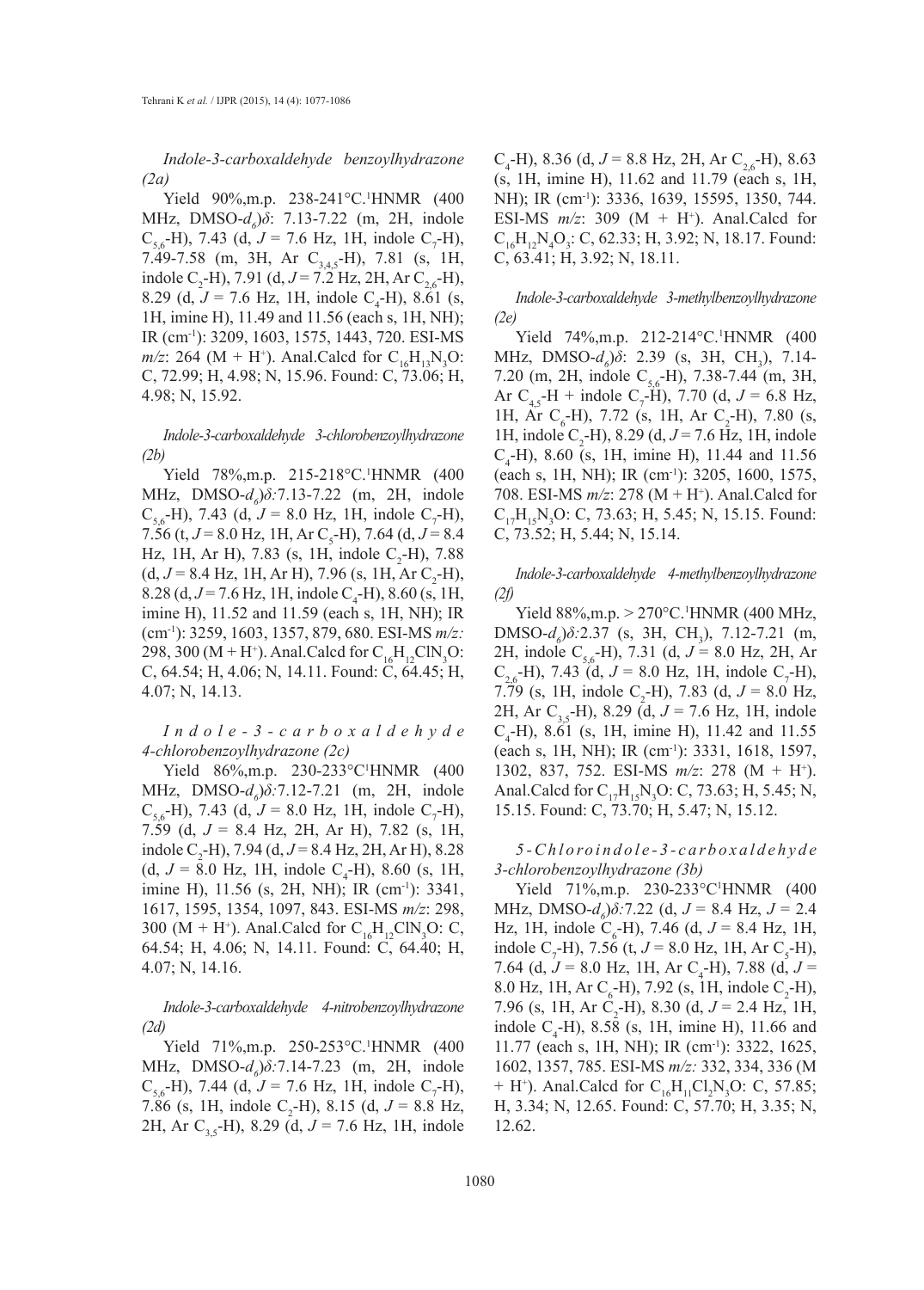*Indole-3-carboxaldehyde benzoylhydrazone (2a)*

Yield 90%,m.p. 238-241°C.[1]HNMR (400 MHz, DMSO-$d_6$)δ: 7.13-7.22 (m, 2H, indole $C_{5,6}$-H), 7.43 (d, *J* = 7.6 Hz, 1H, indole $C_7$-H), 7.49-7.58 (m, 3H, Ar $C_{3,4,5}$-H), 7.81 (s, 1H, indole $C_2$-H), 7.91 (d, *J* = 7.2 Hz, 2H, Ar $C_{2,6}$-H), 8.29 (d, *J* = 7.6 Hz, 1H, indole $C_4$-H), 8.61 (s, 1H, imine H), 11.49 and 11.56 (each s, 1H, NH); IR (cm$^{-1}$): 3209, 1603, 1575, 1443, 720. ESI-MS *m/z*: 264 (M + H$^+$). Anal.Calcd for $C_{16}H_{13}N_3O$: C, 72.99; H, 4.98; N, 15.96. Found: C, 73.06; H, 4.98; N, 15.92.

*Indole-3-carboxaldehyde 3-chlorobenzoylhydrazone (2b)*

Yield 78%,m.p. 215-218°C.[1]HNMR (400 MHz, DMSO-$d_6$)δ:7.13-7.22 (m, 2H, indole $C_{5,6}$-H), 7.43 (d, *J* = 8.0 Hz, 1H, indole $C_7$-H), 7.56 (t, *J* = 8.0 Hz, 1H, Ar $C_5$-H), 7.64 (d, *J* = 8.4 Hz, 1H, Ar H), 7.83 (s, 1H, indole $C_2$-H), 7.88 (d, *J* = 8.4 Hz, 1H, Ar H), 7.96 (s, 1H, Ar $C_2$-H), 8.28 (d, *J* = 7.6 Hz, 1H, indole $C_4$-H), 8.60 (s, 1H, imine H), 11.52 and 11.59 (each s, 1H, NH); IR (cm$^{-1}$): 3259, 1603, 1357, 879, 680. ESI-MS *m/z:* 298, 300 (M + H$^+$). Anal.Calcd for $C_{16}H_{12}ClN_3O$: C, 64.54; H, 4.06; N, 14.11. Found: C, 64.45; H, 4.07; N, 14.13.

*Indole-3-carboxaldehyde 4-chlorobenzoylhydrazone (2c)*

Yield 86%,m.p. 230-233°C[1]HNMR (400 MHz, DMSO-$d_6$)δ:7.12-7.21 (m, 2H, indole $C_{5,6}$-H), 7.43 (d, *J* = 8.0 Hz, 1H, indole $C_7$-H), 7.59 (d, *J* = 8.4 Hz, 2H, Ar H), 7.82 (s, 1H, indole $C_2$-H), 7.94 (d, *J* = 8.4 Hz, 2H, Ar H), 8.28 (d, *J* = 8.0 Hz, 1H, indole $C_4$-H), 8.60 (s, 1H, imine H), 11.56 (s, 2H, NH); IR (cm$^{-1}$): 3341, 1617, 1595, 1354, 1097, 843. ESI-MS *m/z*: 298, 300 (M + H$^+$). Anal.Calcd for $C_{16}H_{12}ClN_3O$: C, 64.54; H, 4.06; N, 14.11. Found: C, 64.40; H, 4.07; N, 14.16.

*Indole-3-carboxaldehyde 4-nitrobenzoylhydrazone (2d)*

Yield 71%,m.p. 250-253°C.[1]HNMR (400 MHz, DMSO-$d_6$)δ:7.14-7.23 (m, 2H, indole $C_{5,6}$-H), 7.44 (d, *J* = 7.6 Hz, 1H, indole $C_7$-H), 7.86 (s, 1H, indole $C_2$-H), 8.15 (d, *J* = 8.8 Hz, 2H, Ar $C_{3,5}$-H), 8.29 (d, *J* = 7.6 Hz, 1H, indole $C_4$-H), 8.36 (d, *J* = 8.8 Hz, 2H, Ar $C_{2,6}$-H), 8.63 (s, 1H, imine H), 11.62 and 11.79 (each s, 1H, NH); IR (cm$^{-1}$): 3336, 1639, 15595, 1350, 744. ESI-MS *m/z*: 309 (M + H$^+$). Anal.Calcd for $C_{16}H_{12}N_4O_3$: C, 62.33; H, 3.92; N, 18.17. Found: C, 63.41; H, 3.92; N, 18.11.

*Indole-3-carboxaldehyde 3-methylbenzoylhydrazone (2e)*

Yield 74%,m.p. 212-214°C.[1]HNMR (400 MHz, DMSO-$d_6$)δ: 2.39 (s, 3H, $CH_3$), 7.14-7.20 (m, 2H, indole $C_{5,6}$-H), 7.38-7.44 (m, 3H, Ar $C_{4,5}$-H + indole $C_7$-H), 7.70 (d, *J* = 6.8 Hz, 1H, Ar $C_6$-H), 7.72 (s, 1H, Ar $C_2$-H), 7.80 (s, 1H, indole $C_2$-H), 8.29 (d, *J* = 7.6 Hz, 1H, indole $C_4$-H), 8.60 (s, 1H, imine H), 11.44 and 11.56 (each s, 1H, NH); IR (cm$^{-1}$): 3205, 1600, 1575, 708. ESI-MS *m/z*: 278 (M + H$^+$). Anal.Calcd for $C_{17}H_{15}N_3O$: C, 73.63; H, 5.45; N, 15.15. Found: C, 73.52; H, 5.44; N, 15.14.

*Indole-3-carboxaldehyde 4-methylbenzoylhydrazone (2f)*

Yield 88%,m.p. > 270°C.[1]HNMR (400 MHz, DMSO-$d_6$)δ:2.37 (s, 3H, $CH_3$), 7.12-7.21 (m, 2H, indole $C_{5,6}$-H), 7.31 (d, *J* = 8.0 Hz, 2H, Ar $C_{2,6}$-H), 7.43 (d, *J* = 8.0 Hz, 1H, indole $C_7$-H), 7.79 (s, 1H, indole $C_2$-H), 7.83 (d, *J* = 8.0 Hz, 2H, Ar $C_{3,5}$-H), 8.29 (d, *J* = 7.6 Hz, 1H, indole $C_4$-H), 8.61 (s, 1H, imine H), 11.42 and 11.55 (each s, 1H, NH); IR (cm$^{-1}$): 3331, 1618, 1597, 1302, 837, 752. ESI-MS *m/z*: 278 (M + H$^+$). Anal.Calcd for $C_{17}H_{15}N_3O$: C, 73.63; H, 5.45; N, 15.15. Found: C, 73.70; H, 5.47; N, 15.12.

*5-Chloroindole-3-carboxaldehyde 3-chlorobenzoylhydrazone (3b)*

Yield 71%,m.p. 230-233°C[1]HNMR (400 MHz, DMSO-$d_6$)δ:7.22 (d, *J* = 8.4 Hz, *J* = 2.4 Hz, 1H, indole $C_6$-H), 7.46 (d, *J* = 8.4 Hz, 1H, indole $C_7$-H), 7.56 (t, *J* = 8.0 Hz, 1H, Ar $C_5$-H), 7.64 (d, *J* = 8.0 Hz, 1H, Ar $C_4$-H), 7.88 (d, *J* = 8.0 Hz, 1H, Ar $C_6$-H), 7.92 (s, 1H, indole $C_2$-H), 7.96 (s, 1H, Ar $C_2$-H), 8.30 (d, *J* = 2.4 Hz, 1H, indole $C_4$-H), 8.58 (s, 1H, imine H), 11.66 and 11.77 (each s, 1H, NH); IR (cm$^{-1}$): 3322, 1625, 1602, 1357, 785. ESI-MS *m/z:* 332, 334, 336 (M + H$^+$). Anal.Calcd for $C_{16}H_{11}Cl_2N_3O$: C, 57.85; H, 3.34; N, 12.65. Found: C, 57.70; H, 3.35; N, 12.62.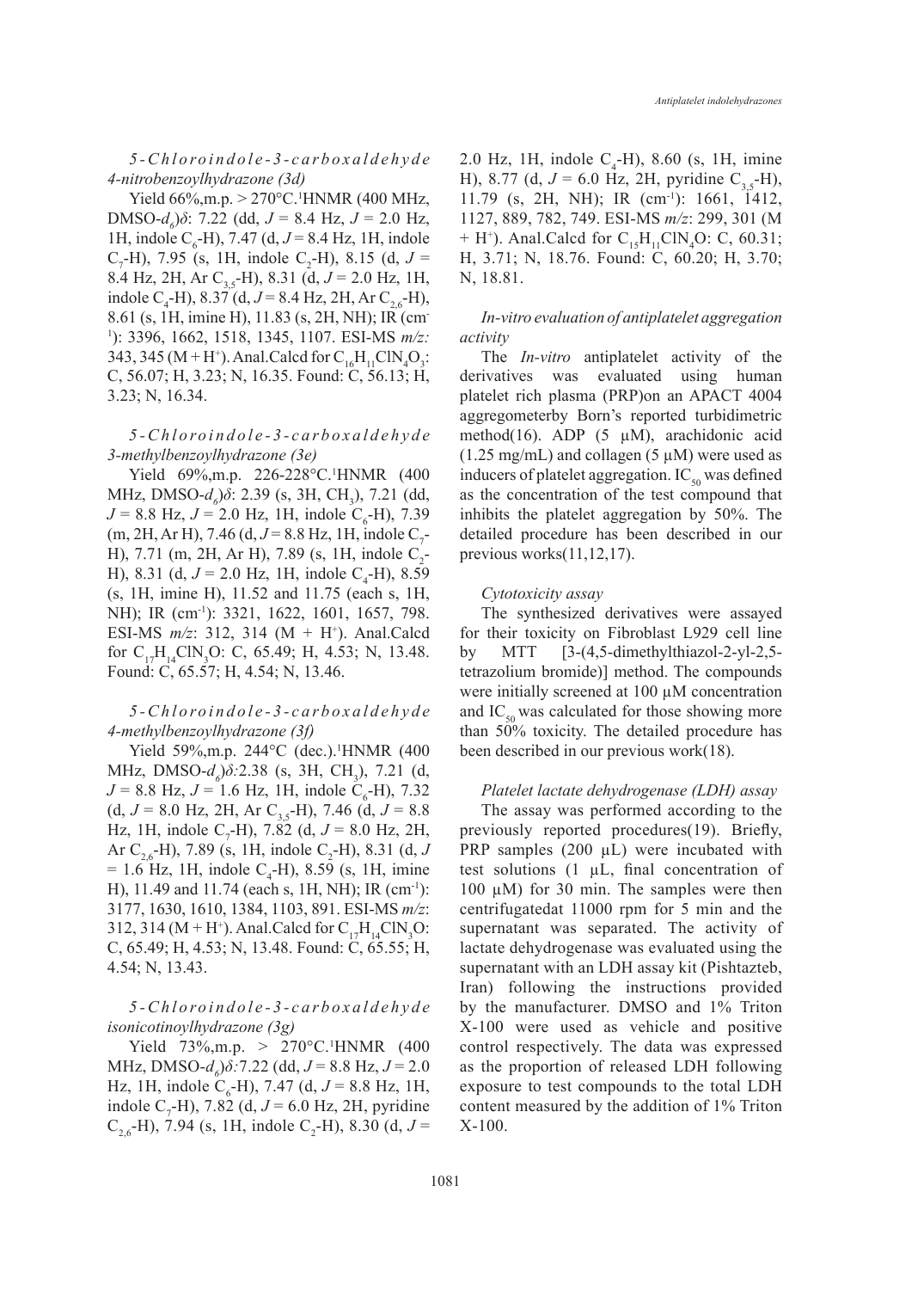*5-Chloroindole-3-carboxaldehyde 4-nitrobenzoylhydrazone (3d)*

Yield 66%,m.p. > 270°C.$^1$HNMR (400 MHz, DMSO-$d_6$)$\delta$: 7.22 (dd, $J$ = 8.4 Hz, $J$ = 2.0 Hz, 1H, indole $C_6$-H), 7.47 (d, $J$ = 8.4 Hz, 1H, indole $C_7$-H), 7.95 (s, 1H, indole $C_2$-H), 8.15 (d, $J$ = 8.4 Hz, 2H, Ar $C_{3,5}$-H), 8.31 (d, $J$ = 2.0 Hz, 1H, indole $C_4$-H), 8.37 (d, $J$ = 8.4 Hz, 2H, Ar $C_{2,6}$-H), 8.61 (s, 1H, imine H), 11.83 (s, 2H, NH); IR (cm$^{-1}$): 3396, 1662, 1518, 1345, 1107. ESI-MS *m/z:* 343, 345 (M + H$^+$). Anal.Calcd for $C_{16}H_{11}ClN_4O_3$: C, 56.07; H, 3.23; N, 16.35. Found: C, 56.13; H, 3.23; N, 16.34.

*5-Chloroindole-3-carboxaldehyde 3-methylbenzoylhydrazone (3e)*

Yield 69%,m.p. 226-228°C.$^1$HNMR (400 MHz, DMSO-$d_6$)$\delta$: 2.39 (s, 3H, $CH_3$), 7.21 (dd, $J$ = 8.8 Hz, $J$ = 2.0 Hz, 1H, indole $C_6$-H), 7.39 (m, 2H, Ar H), 7.46 (d, $J$ = 8.8 Hz, 1H, indole $C_7$-H), 7.71 (m, 2H, Ar H), 7.89 (s, 1H, indole $C_2$-H), 8.31 (d, $J$ = 2.0 Hz, 1H, indole $C_4$-H), 8.59 (s, 1H, imine H), 11.52 and 11.75 (each s, 1H, NH); IR (cm$^{-1}$): 3321, 1622, 1601, 1657, 798. ESI-MS *m/z*: 312, 314 (M + H$^+$). Anal.Calcd for $C_{17}H_{14}ClN_3O$: C, 65.49; H, 4.53; N, 13.48. Found: C, 65.57; H, 4.54; N, 13.46.

*5-Chloroindole-3-carboxaldehyde 4-methylbenzoylhydrazone (3f)*

Yield 59%,m.p. 244°C (dec.).$^1$HNMR (400 MHz, DMSO-$d_6$)$\delta$:2.38 (s, 3H, $CH_3$), 7.21 (d, $J$ = 8.8 Hz, $J$ = 1.6 Hz, 1H, indole $C_6$-H), 7.32 (d, $J$ = 8.0 Hz, 2H, Ar $C_{3,5}$-H), 7.46 (d, $J$ = 8.8 Hz, 1H, indole $C_7$-H), 7.82 (d, $J$ = 8.0 Hz, 2H, Ar $C_{2,6}$-H), 7.89 (s, 1H, indole $C_2$-H), 8.31 (d, $J$ = 1.6 Hz, 1H, indole $C_4$-H), 8.59 (s, 1H, imine H), 11.49 and 11.74 (each s, 1H, NH); IR (cm$^{-1}$): 3177, 1630, 1610, 1384, 1103, 891. ESI-MS *m/z*: 312, 314 (M + H$^+$). Anal.Calcd for $C_{17}H_{14}ClN_3O$: C, 65.49; H, 4.53; N, 13.48. Found: C, 65.55; H, 4.54; N, 13.43.

*5-Chloroindole-3-carboxaldehyde isonicotinoylhydrazone (3g)*

Yield 73%,m.p. > 270°C.$^1$HNMR (400 MHz, DMSO-$d_6$)$\delta$:7.22 (dd, $J$ = 8.8 Hz, $J$ = 2.0 Hz, 1H, indole $C_6$-H), 7.47 (d, $J$ = 8.8 Hz, 1H, indole $C_7$-H), 7.82 (d, $J$ = 6.0 Hz, 2H, pyridine $C_{2,6}$-H), 7.94 (s, 1H, indole $C_2$-H), 8.30 (d, $J$ = 2.0 Hz, 1H, indole $C_4$-H), 8.60 (s, 1H, imine H), 8.77 (d, $J$ = 6.0 Hz, 2H, pyridine $C_{3,5}$-H), 11.79 (s, 2H, NH); IR (cm$^{-1}$): 1661, 1412, 1127, 889, 782, 749. ESI-MS *m/z*: 299, 301 (M + H$^+$). Anal.Calcd for $C_{15}H_{11}ClN_4O$: C, 60.31; H, 3.71; N, 18.76. Found: C, 60.20; H, 3.70; N, 18.81.

*In-vitro evaluation of antiplatelet aggregation activity*

The *In-vitro* antiplatelet activity of the derivatives was evaluated using human platelet rich plasma (PRP)on an APACT 4004 aggregometerby Born's reported turbidimetric method(16). ADP (5 µM), arachidonic acid (1.25 mg/mL) and collagen (5 µM) were used as inducers of platelet aggregation. $IC_{50}$ was defined as the concentration of the test compound that inhibits the platelet aggregation by 50%. The detailed procedure has been described in our previous works(11,12,17).

*Cytotoxicity assay*

The synthesized derivatives were assayed for their toxicity on Fibroblast L929 cell line by MTT [3-(4,5-dimethylthiazol-2-yl-2,5-tetrazolium bromide)] method. The compounds were initially screened at 100 µM concentration and $IC_{50}$ was calculated for those showing more than 50% toxicity. The detailed procedure has been described in our previous work(18).

*Platelet lactate dehydrogenase (LDH) assay*

The assay was performed according to the previously reported procedures(19). Briefly, PRP samples (200 µL) were incubated with test solutions (1 µL, final concentration of 100 µM) for 30 min. The samples were then centrifugatedat 11000 rpm for 5 min and the supernatant was separated. The activity of lactate dehydrogenase was evaluated using the supernatant with an LDH assay kit (Pishtazteb, Iran) following the instructions provided by the manufacturer. DMSO and 1% Triton X-100 were used as vehicle and positive control respectively. The data was expressed as the proportion of released LDH following exposure to test compounds to the total LDH content measured by the addition of 1% Triton X-100.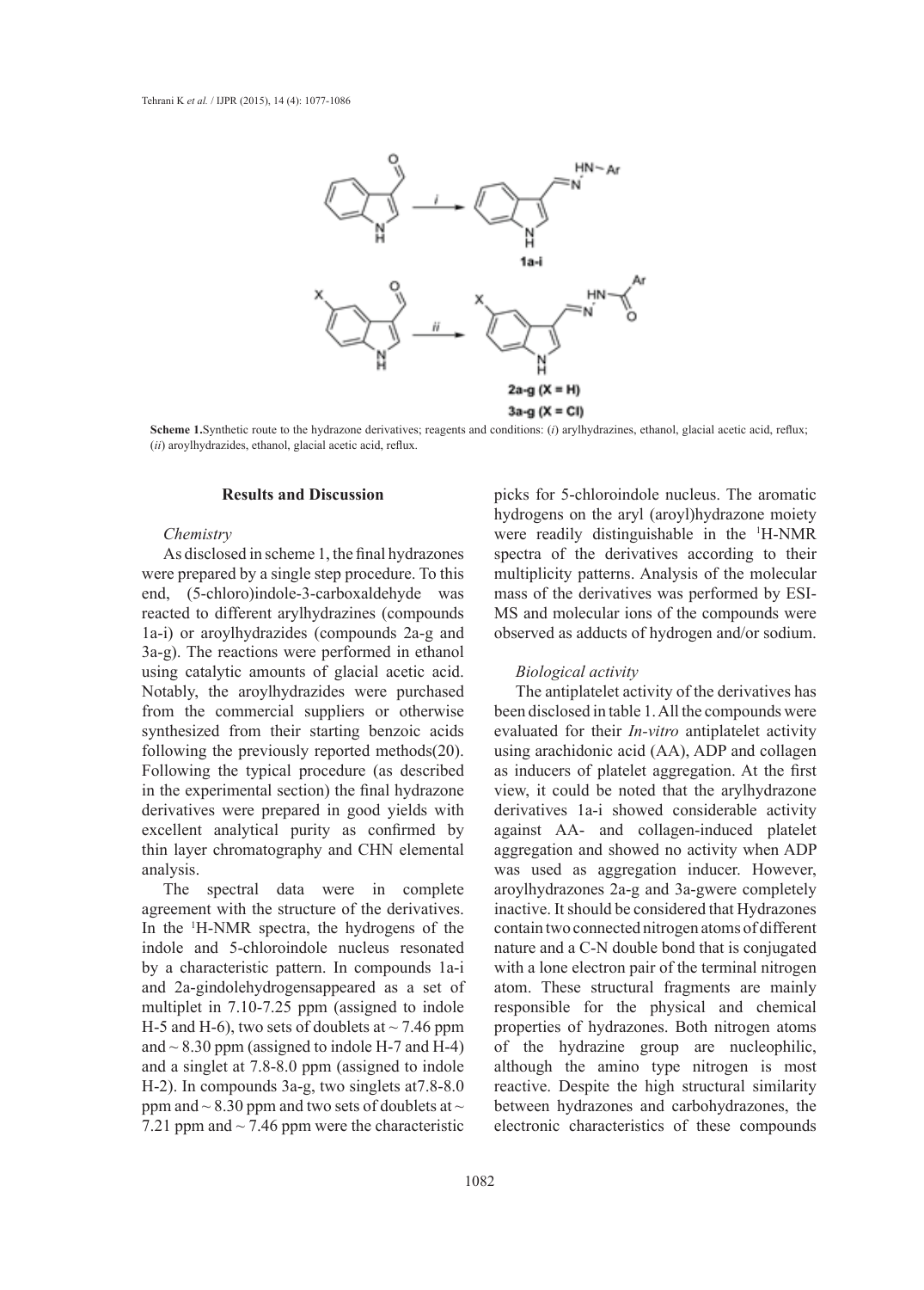**Scheme 1.** Synthetic route to the hydrazone derivatives; reagents and conditions: (*i*) arylhydrazines, ethanol, glacial acetic acid, reflux; (*ii*) aroylhydrazides, ethanol, glacial acetic acid, reflux.

## Results and Discussion

### *Chemistry*

As disclosed in scheme 1, the final hydrazones were prepared by a single step procedure. To this end, (5-chloro)indole-3-carboxaldehyde was reacted to different arylhydrazines (compounds 1a-i) or aroylhydrazides (compounds 2a-g and 3a-g). The reactions were performed in ethanol using catalytic amounts of glacial acetic acid. Notably, the aroylhydrazides were purchased from the commercial suppliers or otherwise synthesized from their starting benzoic acids following the previously reported methods(20). Following the typical procedure (as described in the experimental section) the final hydrazone derivatives were prepared in good yields with excellent analytical purity as confirmed by thin layer chromatography and CHN elemental analysis.

The spectral data were in complete agreement with the structure of the derivatives. In the $^{1}$H-NMR spectra, the hydrogens of the indole and 5-chloroindole nucleus resonated by a characteristic pattern. In compounds 1a-i and 2a-gindolehydrogensappeared as a set of multiplet in 7.10-7.25 ppm (assigned to indole H-5 and H-6), two sets of doublets at ~ 7.46 ppm and ~ 8.30 ppm (assigned to indole H-7 and H-4) and a singlet at 7.8-8.0 ppm (assigned to indole H-2). In compounds 3a-g, two singlets at7.8-8.0 ppm and ~ 8.30 ppm and two sets of doublets at ~ 7.21 ppm and ~ 7.46 ppm were the characteristic picks for 5-chloroindole nucleus. The aromatic hydrogens on the aryl (aroyl)hydrazone moiety were readily distinguishable in the $^{1}$H-NMR spectra of the derivatives according to their multiplicity patterns. Analysis of the molecular mass of the derivatives was performed by ESI-MS and molecular ions of the compounds were observed as adducts of hydrogen and/or sodium.

### *Biological activity*

The antiplatelet activity of the derivatives has been disclosed in table 1. All the compounds were evaluated for their *In-vitro* antiplatelet activity using arachidonic acid (AA), ADP and collagen as inducers of platelet aggregation. At the first view, it could be noted that the arylhydrazone derivatives 1a-i showed considerable activity against AA- and collagen-induced platelet aggregation and showed no activity when ADP was used as aggregation inducer. However, aroylhydrazones 2a-g and 3a-gwere completely inactive. It should be considered that Hydrazones contain two connected nitrogen atoms of different nature and a C-N double bond that is conjugated with a lone electron pair of the terminal nitrogen atom. These structural fragments are mainly responsible for the physical and chemical properties of hydrazones. Both nitrogen atoms of the hydrazine group are nucleophilic, although the amino type nitrogen is most reactive. Despite the high structural similarity between hydrazones and carbohydrazones, the electronic characteristics of these compounds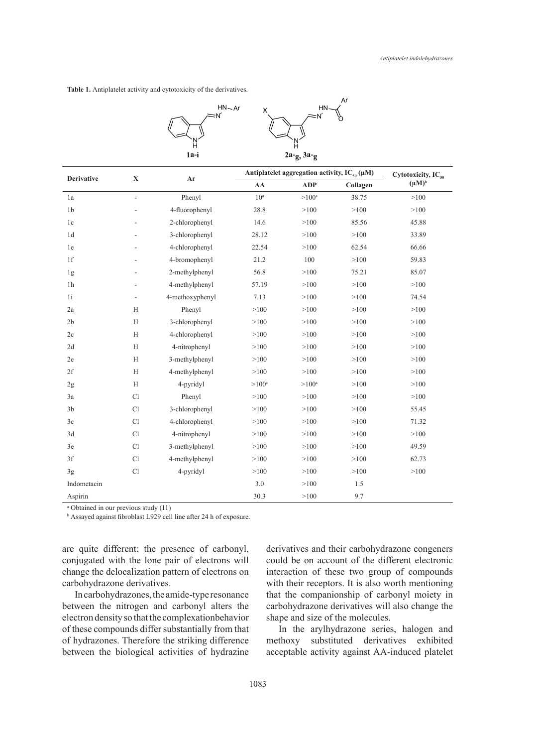**Table 1.** Antiplatelet activity and cytotoxicity of the derivatives.

| Derivative | X | Ar | Antiplatelet aggregation activity, $IC_{50}$ (µM) | | | Cytotoxicity, $IC_{50}$ (µM)[b] |
|---|---|---|---|---|---|---|
| | | | AA | ADP | Collagen | |
| 1a | - | Phenyl | 10[a] | >100[a] | 38.75 | >100 |
| 1b | - | 4-fluorophenyl | 28.8 | >100 | >100 | >100 |
| 1c | - | 2-chlorophenyl | 14.6 | >100 | 85.56 | 45.88 |
| 1d | - | 3-chlorophenyl | 28.12 | >100 | >100 | 33.89 |
| 1e | - | 4-chlorophenyl | 22.54 | >100 | 62.54 | 66.66 |
| 1f | - | 4-bromophenyl | 21.2 | 100 | >100 | 59.83 |
| 1g | - | 2-methylphenyl | 56.8 | >100 | 75.21 | 85.07 |
| 1h | - | 4-methylphenyl | 57.19 | >100 | >100 | >100 |
| 1i | - | 4-methoxyphenyl | 7.13 | >100 | >100 | 74.54 |
| 2a | H | Phenyl | >100 | >100 | >100 | >100 |
| 2b | H | 3-chlorophenyl | >100 | >100 | >100 | >100 |
| 2c | H | 4-chlorophenyl | >100 | >100 | >100 | >100 |
| 2d | H | 4-nitrophenyl | >100 | >100 | >100 | >100 |
| 2e | H | 3-methylphenyl | >100 | >100 | >100 | >100 |
| 2f | H | 4-methylphenyl | >100 | >100 | >100 | >100 |
| 2g | H | 4-pyridyl | >100[a] | >100[a] | >100 | >100 |
| 3a | Cl | Phenyl | >100 | >100 | >100 | >100 |
| 3b | Cl | 3-chlorophenyl | >100 | >100 | >100 | 55.45 |
| 3c | Cl | 4-chlorophenyl | >100 | >100 | >100 | 71.32 |
| 3d | Cl | 4-nitrophenyl | >100 | >100 | >100 | >100 |
| 3e | Cl | 3-methylphenyl | >100 | >100 | >100 | 49.59 |
| 3f | Cl | 4-methylphenyl | >100 | >100 | >100 | 62.73 |
| 3g | Cl | 4-pyridyl | >100 | >100 | >100 | >100 |
| Indometacin | | | 3.0 | >100 | 1.5 | |
| Aspirin | | | 30.3 | >100 | 9.7 | |

[a] Obtained in our previous study (11)

[b] Assayed against fibroblast L929 cell line after 24 h of exposure.

are quite different: the presence of carbonyl, conjugated with the lone pair of electrons will change the delocalization pattern of electrons on carbohydrazone derivatives.

In carbohydrazones, the amide-type resonance between the nitrogen and carbonyl alters the electron density so that the complexationbehavior of these compounds differ substantially from that of hydrazones. Therefore the striking difference between the biological activities of hydrazine derivatives and their carbohydrazone congeners could be on account of the different electronic interaction of these two group of compounds with their receptors. It is also worth mentioning that the companionship of carbonyl moiety in carbohydrazone derivatives will also change the shape and size of the molecules.

In the arylhydrazone series, halogen and methoxy substituted derivatives exhibited acceptable activity against AA-induced platelet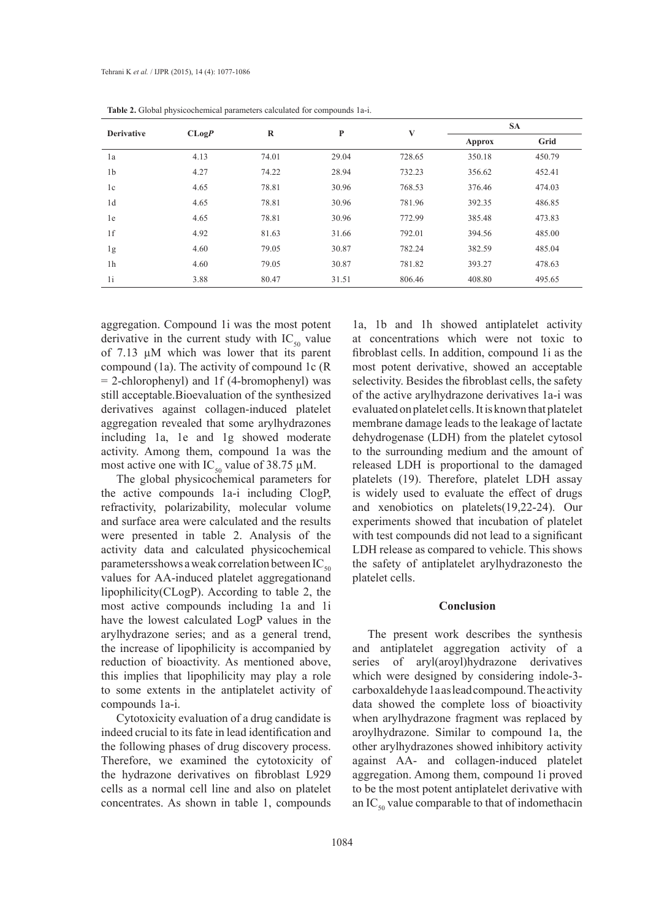**Table 2.** Global physicochemical parameters calculated for compounds 1a-i.

| Derivative | CLog*P* | R | P | V | SA | |
|---|---|---|---|---|---|---|
| | | | | | Approx | Grid |
| 1a | 4.13 | 74.01 | 29.04 | 728.65 | 350.18 | 450.79 |
| 1b | 4.27 | 74.22 | 28.94 | 732.23 | 356.62 | 452.41 |
| 1c | 4.65 | 78.81 | 30.96 | 768.53 | 376.46 | 474.03 |
| 1d | 4.65 | 78.81 | 30.96 | 781.96 | 392.35 | 486.85 |
| 1e | 4.65 | 78.81 | 30.96 | 772.99 | 385.48 | 473.83 |
| 1f | 4.92 | 81.63 | 31.66 | 792.01 | 394.56 | 485.00 |
| 1g | 4.60 | 79.05 | 30.87 | 782.24 | 382.59 | 485.04 |
| 1h | 4.60 | 79.05 | 30.87 | 781.82 | 393.27 | 478.63 |
| 1i | 3.88 | 80.47 | 31.51 | 806.46 | 408.80 | 495.65 |

aggregation. Compound 1i was the most potent derivative in the current study with $IC_{50}$ value of 7.13 µM which was lower that its parent compound (1a). The activity of compound 1c (R = 2-chlorophenyl) and 1f (4-bromophenyl) was still acceptable.Bioevaluation of the synthesized derivatives against collagen-induced platelet aggregation revealed that some arylhydrazones including 1a, 1e and 1g showed moderate activity. Among them, compound 1a was the most active one with $IC_{50}$ value of 38.75 µM.

The global physicochemical parameters for the active compounds 1a-i including ClogP, refractivity, polarizability, molecular volume and surface area were calculated and the results were presented in table 2. Analysis of the activity data and calculated physicochemical parametersshows a weak correlation between $IC_{50}$ values for AA-induced platelet aggregationand lipophilicity(CLogP). According to table 2, the most active compounds including 1a and 1i have the lowest calculated LogP values in the arylhydrazone series; and as a general trend, the increase of lipophilicity is accompanied by reduction of bioactivity. As mentioned above, this implies that lipophilicity may play a role to some extents in the antiplatelet activity of compounds 1a-i.

Cytotoxicity evaluation of a drug candidate is indeed crucial to its fate in lead identification and the following phases of drug discovery process. Therefore, we examined the cytotoxicity of the hydrazone derivatives on fibroblast L929 cells as a normal cell line and also on platelet concentrates. As shown in table 1, compounds 1a, 1b and 1h showed antiplatelet activity at concentrations which were not toxic to fibroblast cells. In addition, compound 1i as the most potent derivative, showed an acceptable selectivity. Besides the fibroblast cells, the safety of the active arylhydrazone derivatives 1a-i was evaluated on platelet cells. It is known that platelet membrane damage leads to the leakage of lactate dehydrogenase (LDH) from the platelet cytosol to the surrounding medium and the amount of released LDH is proportional to the damaged platelets (19). Therefore, platelet LDH assay is widely used to evaluate the effect of drugs and xenobiotics on platelets(19,22-24). Our experiments showed that incubation of platelet with test compounds did not lead to a significant LDH release as compared to vehicle. This shows the safety of antiplatelet arylhydrazonesto the platelet cells.

## Conclusion

The present work describes the synthesis and antiplatelet aggregation activity of a series of aryl(aroyl)hydrazone derivatives which were designed by considering indole-3-carboxaldehyde 1aas lead compound. The activity data showed the complete loss of bioactivity when arylhydrazone fragment was replaced by aroylhydrazone. Similar to compound 1a, the other arylhydrazones showed inhibitory activity against AA- and collagen-induced platelet aggregation. Among them, compound 1i proved to be the most potent antiplatelet derivative with an $IC_{50}$ value comparable to that of indomethacin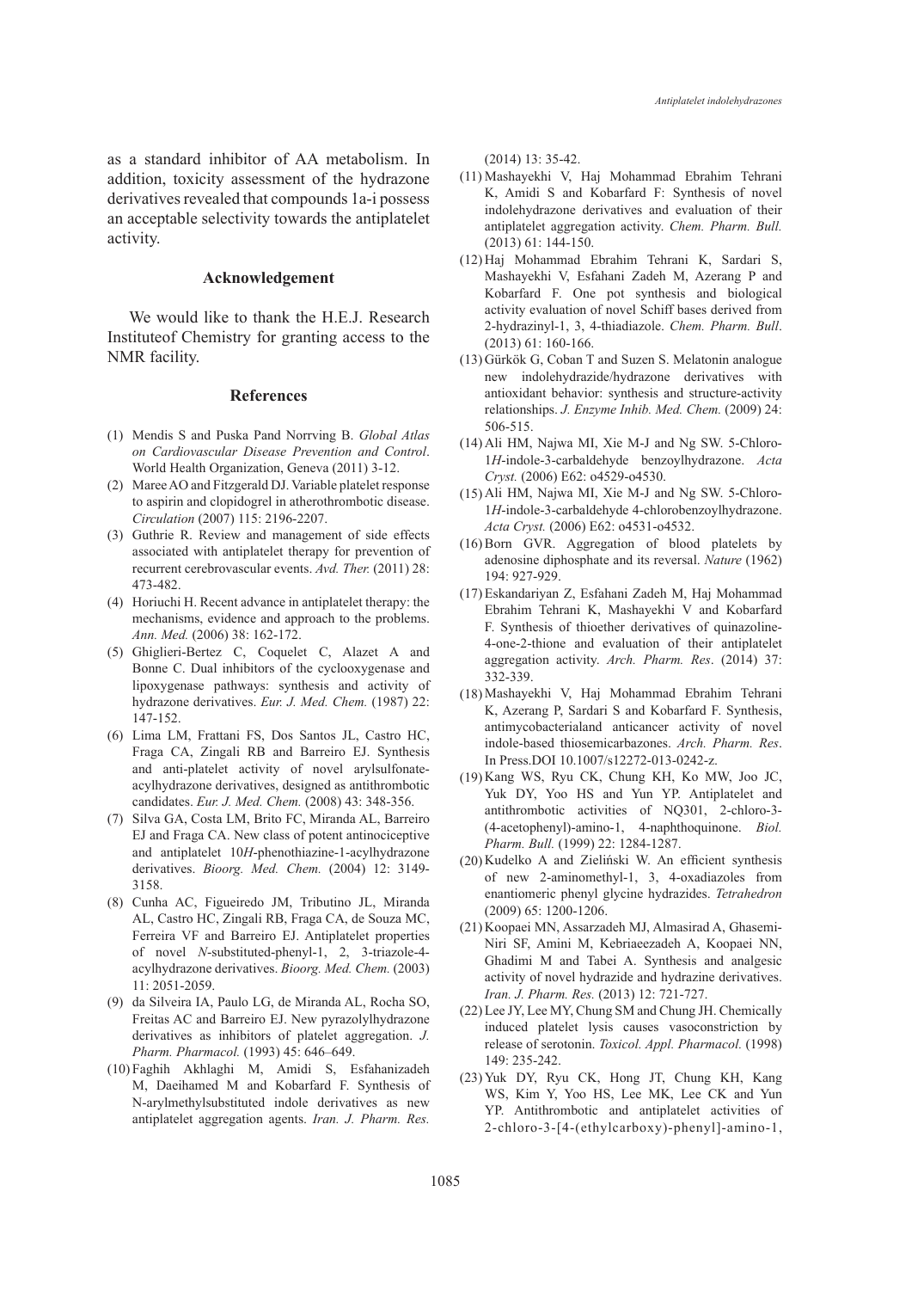as a standard inhibitor of AA metabolism. In addition, toxicity assessment of the hydrazone derivatives revealed that compounds 1a-i possess an acceptable selectivity towards the antiplatelet activity.

## Acknowledgement

We would like to thank the H.E.J. Research Instituteof Chemistry for granting access to the NMR facility.

## References

(1) Mendis S and Puska Pand Norrving B. *Global Atlas on Cardiovascular Disease Prevention and Control*. World Health Organization, Geneva (2011) 3-12.

(2) Maree AO and Fitzgerald DJ. Variable platelet response to aspirin and clopidogrel in atherothrombotic disease. *Circulation* (2007) 115: 2196-2207.

(3) Guthrie R. Review and management of side effects associated with antiplatelet therapy for prevention of recurrent cerebrovascular events. *Avd. Ther.* (2011) 28: 473-482.

(4) Horiuchi H. Recent advance in antiplatelet therapy: the mechanisms, evidence and approach to the problems. *Ann. Med.* (2006) 38: 162-172.

(5) Ghiglieri-Bertez C, Coquelet C, Alazet A and Bonne C. Dual inhibitors of the cyclooxygenase and lipoxygenase pathways: synthesis and activity of hydrazone derivatives. *Eur. J. Med. Chem.* (1987) 22: 147-152.

(6) Lima LM, Frattani FS, Dos Santos JL, Castro HC, Fraga CA, Zingali RB and Barreiro EJ. Synthesis and anti-platelet activity of novel arylsulfonate-acylhydrazone derivatives, designed as antithrombotic candidates. *Eur. J. Med. Chem.* (2008) 43: 348-356.

(7) Silva GA, Costa LM, Brito FC, Miranda AL, Barreiro EJ and Fraga CA. New class of potent antinociceptive and antiplatelet 10*H*-phenothiazine-1-acylhydrazone derivatives. *Bioorg. Med. Chem.* (2004) 12: 3149-3158.

(8) Cunha AC, Figueiredo JM, Tributino JL, Miranda AL, Castro HC, Zingali RB, Fraga CA, de Souza MC, Ferreira VF and Barreiro EJ. Antiplatelet properties of novel *N*-substituted-phenyl-1, 2, 3-triazole-4-acylhydrazone derivatives. *Bioorg. Med. Chem.* (2003) 11: 2051-2059.

(9) da Silveira IA, Paulo LG, de Miranda AL, Rocha SO, Freitas AC and Barreiro EJ. New pyrazolylhydrazone derivatives as inhibitors of platelet aggregation. *J. Pharm. Pharmacol.* (1993) 45: 646–649.

(10) Faghih Akhlaghi M, Amidi S, Esfahanizadeh M, Daeihamed M and Kobarfard F. Synthesis of N-arylmethylsubstituted indole derivatives as new antiplatelet aggregation agents. *Iran. J. Pharm. Res.* (2014) 13: 35-42.

(11) Mashayekhi V, Haj Mohammad Ebrahim Tehrani K, Amidi S and Kobarfard F: Synthesis of novel indolehydrazone derivatives and evaluation of their antiplatelet aggregation activity. *Chem. Pharm. Bull.* (2013) 61: 144-150.

(12) Haj Mohammad Ebrahim Tehrani K, Sardari S, Mashayekhi V, Esfahani Zadeh M, Azerang P and Kobarfard F. One pot synthesis and biological activity evaluation of novel Schiff bases derived from 2-hydrazinyl-1, 3, 4-thiadiazole. *Chem. Pharm. Bull*. (2013) 61: 160-166.

(13) Gürkök G, Coban T and Suzen S. Melatonin analogue new indolehydrazide/hydrazone derivatives with antioxidant behavior: synthesis and structure-activity relationships. *J. Enzyme Inhib. Med. Chem.* (2009) 24: 506-515.

(14) Ali HM, Najwa MI, Xie M-J and Ng SW. 5-Chloro-1*H*-indole-3-carbaldehyde benzoylhydrazone. *Acta Cryst.* (2006) E62: o4529-o4530.

(15) Ali HM, Najwa MI, Xie M-J and Ng SW. 5-Chloro-1*H*-indole-3-carbaldehyde 4-chlorobenzoylhydrazone. *Acta Cryst.* (2006) E62: o4531-o4532.

(16) Born GVR. Aggregation of blood platelets by adenosine diphosphate and its reversal. *Nature* (1962) 194: 927-929.

(17) Eskandariyan Z, Esfahani Zadeh M, Haj Mohammad Ebrahim Tehrani K, Mashayekhi V and Kobarfard F. Synthesis of thioether derivatives of quinazoline-4-one-2-thione and evaluation of their antiplatelet aggregation activity. *Arch. Pharm. Res*. (2014) 37: 332-339.

(18) Mashayekhi V, Haj Mohammad Ebrahim Tehrani K, Azerang P, Sardari S and Kobarfard F. Synthesis, antimycobacterialand anticancer activity of novel indole-based thiosemicarbazones. *Arch. Pharm. Res*. In Press.DOI 10.1007/s12272-013-0242-z.

(19) Kang WS, Ryu CK, Chung KH, Ko MW, Joo JC, Yuk DY, Yoo HS and Yun YP. Antiplatelet and antithrombotic activities of NQ301, 2-chloro-3-(4-acetophenyl)-amino-1, 4-naphthoquinone. *Biol. Pharm. Bull.* (1999) 22: 1284-1287.

(20) Kudelko A and Zieliński W. An efficient synthesis of new 2-aminomethyl-1, 3, 4-oxadiazoles from enantiomeric phenyl glycine hydrazides. *Tetrahedron* (2009) 65: 1200-1206.

(21) Koopaei MN, Assarzadeh MJ, Almasirad A, Ghasemi-Niri SF, Amini M, Kebriaeezadeh A, Koopaei NN, Ghadimi M and Tabei A. Synthesis and analgesic activity of novel hydrazide and hydrazine derivatives. *Iran. J. Pharm. Res.* (2013) 12: 721-727.

(22) Lee JY, Lee MY, Chung SM and Chung JH. Chemically induced platelet lysis causes vasoconstriction by release of serotonin. *Toxicol. Appl. Pharmacol.* (1998) 149: 235-242.

(23) Yuk DY, Ryu CK, Hong JT, Chung KH, Kang WS, Kim Y, Yoo HS, Lee MK, Lee CK and Yun YP. Antithrombotic and antiplatelet activities of 2-chloro-3-[4-(ethylcarboxy)-phenyl]-amino-1,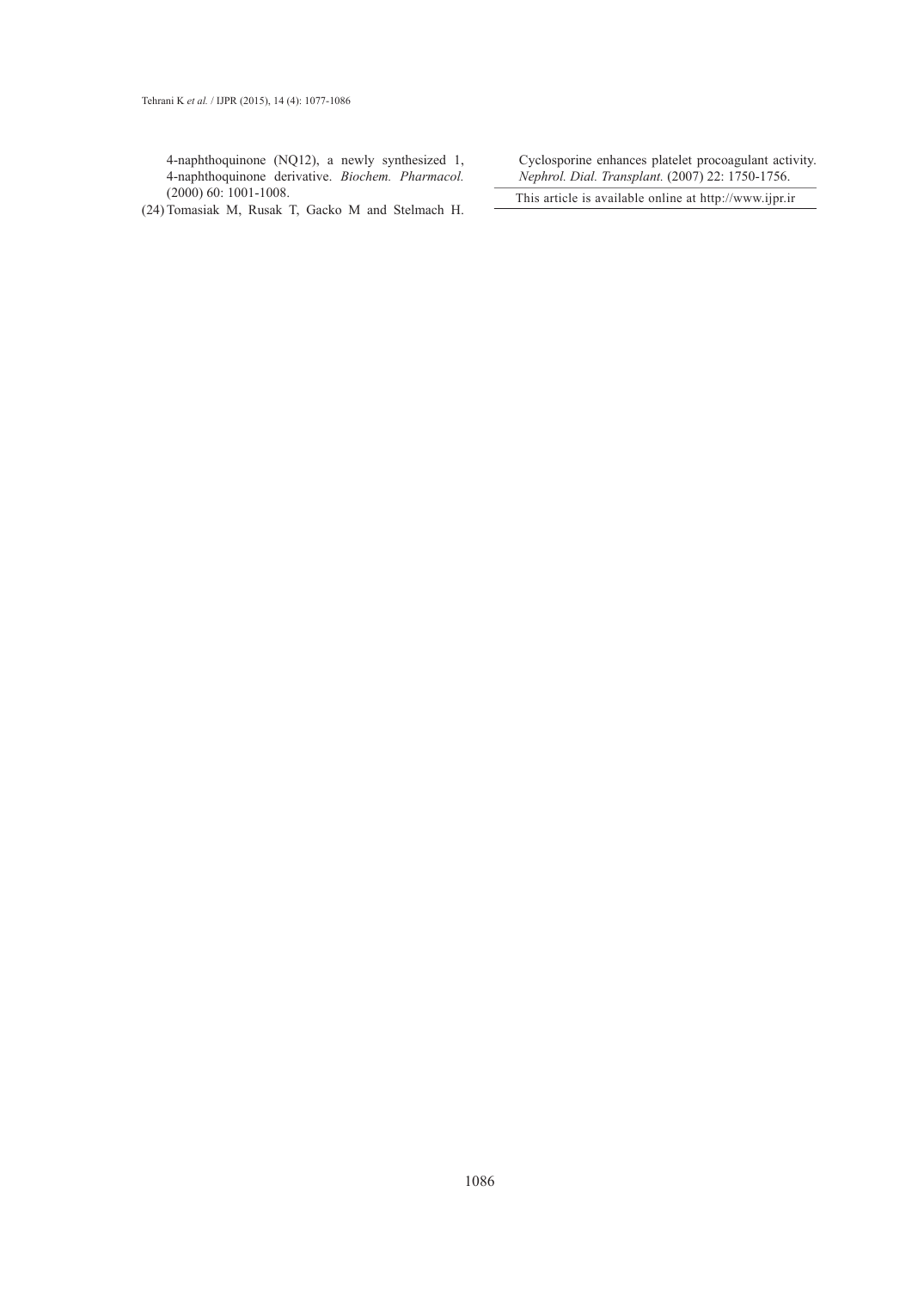4-naphthoquinone (NQ12), a newly synthesized 1, 4-naphthoquinone derivative. *Biochem. Pharmacol.* (2000) 60: 1001-1008.

(24) Tomasiak M, Rusak T, Gacko M and Stelmach H. Cyclosporine enhances platelet procoagulant activity. *Nephrol. Dial. Transplant.* (2007) 22: 1750-1756.

This article is available online at http://www.ijpr.ir